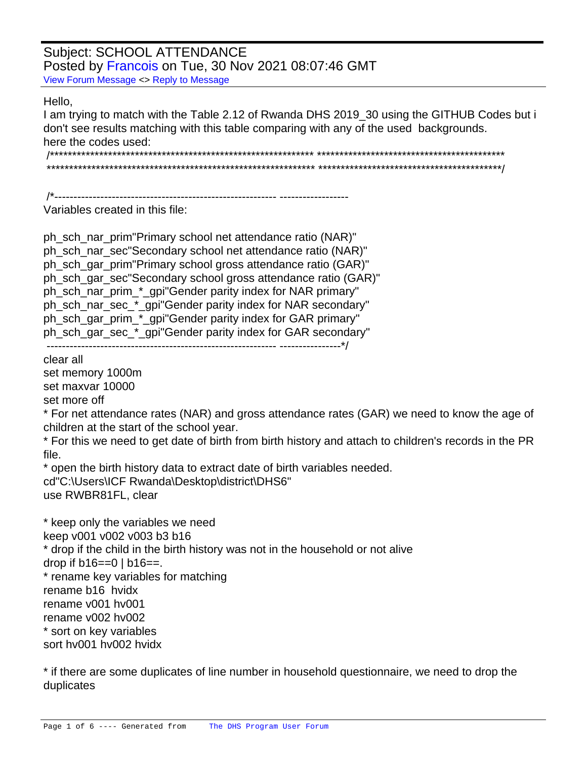Subject: SCHOOL ATTENDANCE
Posted by Francois on Tue, 30 Nov 2021 08:07:46 GMT
View Forum Message <> Reply to Message

Hello,
I am trying to match with the Table 2.12 of Rwanda DHS 2019_30 using the GITHUB Codes but i don't see results matching with this table comparing with any of the used backgrounds.
here the codes used:

```
/************************************************************* *******************************************
************************************************************* ******************************************/

/*---------------------------------------------------------- ------------------
Variables created in this file:

ph_sch_nar_prim"Primary school net attendance ratio (NAR)"
ph_sch_nar_sec"Secondary school net attendance ratio (NAR)"
ph_sch_gar_prim"Primary school gross attendance ratio (GAR)"
ph_sch_gar_sec"Secondary school gross attendance ratio (GAR)"
ph_sch_nar_prim_*_gpi"Gender parity index for NAR primary"
ph_sch_nar_sec_*_gpi"Gender parity index for NAR secondary"
ph_sch_gar_prim_*_gpi"Gender parity index for GAR primary"
ph_sch_gar_sec_*_gpi"Gender parity index for GAR secondary"
---------------------------------------------------------- ----------------*/
clear all
set memory 1000m
set maxvar 10000
set more off
* For net attendance rates (NAR) and gross attendance rates (GAR) we need to know the age of children at the start of the school year.
* For this we need to get date of birth from birth history and attach to children's records in the PR file.
* open the birth history data to extract date of birth variables needed.
cd"C:\Users\ICF Rwanda\Desktop\district\DHS6"
use RWBR81FL, clear

* keep only the variables we need
keep v001 v002 v003 b3 b16
* drop if the child in the birth history was not in the household or not alive
drop if b16==0 | b16==.
* rename key variables for matching
rename b16  hvidx
rename v001 hv001
rename v002 hv002
* sort on key variables
sort hv001 hv002 hvidx

* if there are some duplicates of line number in household questionnaire, we need to drop the duplicates
```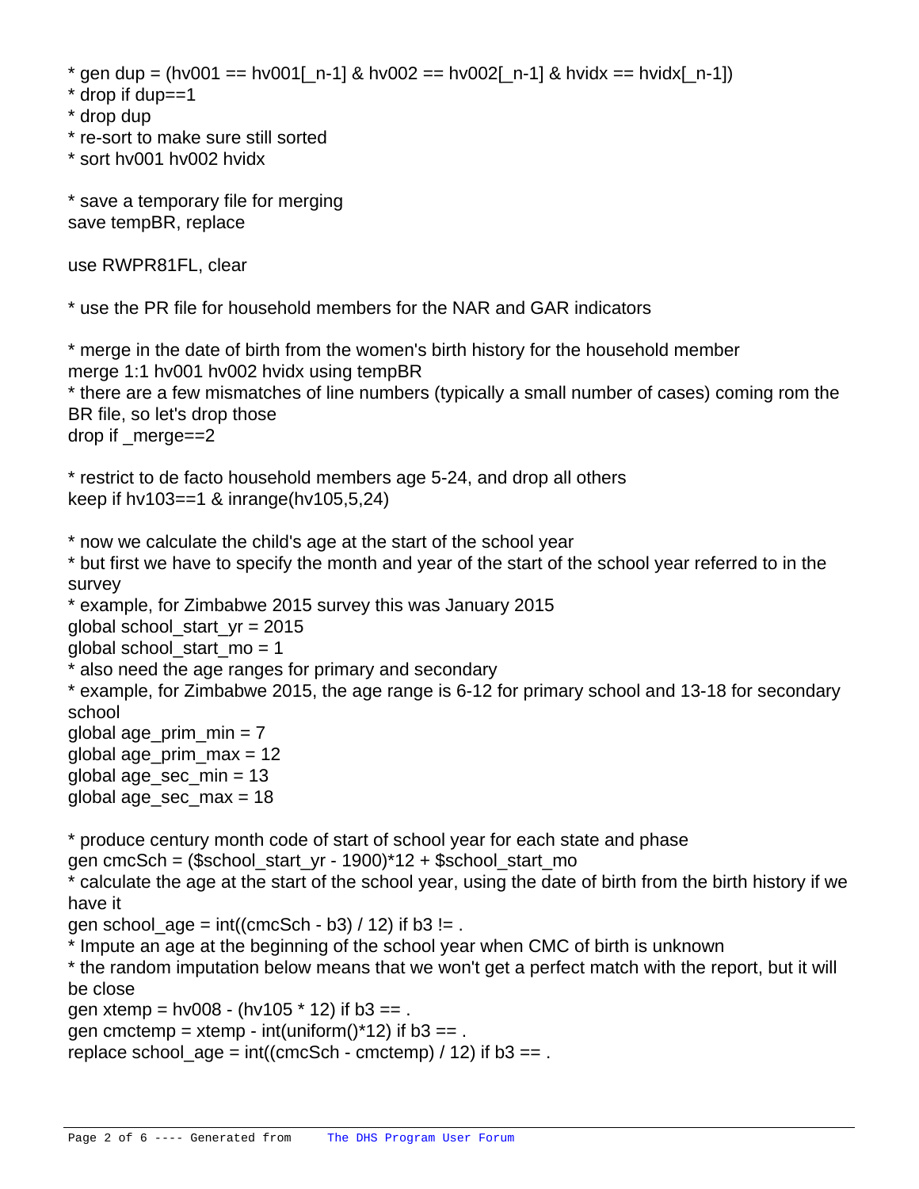```
* gen dup = (hv001 == hv001[_n-1] & hv002 == hv002[_n-1] & hvidx == hvidx[_n-1])
* drop if dup==1
* drop dup
* re-sort to make sure still sorted
* sort hv001 hv002 hvidx

* save a temporary file for merging
save tempBR, replace

use RWPR81FL, clear

* use the PR file for household members for the NAR and GAR indicators

* merge in the date of birth from the women's birth history for the household member
merge 1:1 hv001 hv002 hvidx using tempBR
* there are a few mismatches of line numbers (typically a small number of cases) coming rom the BR file, so let's drop those
drop if _merge==2

* restrict to de facto household members age 5-24, and drop all others
keep if hv103==1 & inrange(hv105,5,24)

* now we calculate the child's age at the start of the school year
* but first we have to specify the month and year of the start of the school year referred to in the survey
* example, for Zimbabwe 2015 survey this was January 2015
global school_start_yr = 2015
global school_start_mo = 1
* also need the age ranges for primary and secondary
* example, for Zimbabwe 2015, the age range is 6-12 for primary school and 13-18 for secondary school
global age_prim_min = 7
global age_prim_max = 12
global age_sec_min = 13
global age_sec_max = 18

* produce century month code of start of school year for each state and phase
gen cmcSch = ($school_start_yr - 1900)*12 + $school_start_mo
* calculate the age at the start of the school year, using the date of birth from the birth history if we have it
gen school_age = int((cmcSch - b3) / 12) if b3 != .
* Impute an age at the beginning of the school year when CMC of birth is unknown
* the random imputation below means that we won't get a perfect match with the report, but it will be close
gen xtemp = hv008 - (hv105 * 12) if b3 == .
gen cmctemp = xtemp - int(uniform()*12) if b3 == .
replace school_age = int((cmcSch - cmctemp) / 12) if b3 == .
```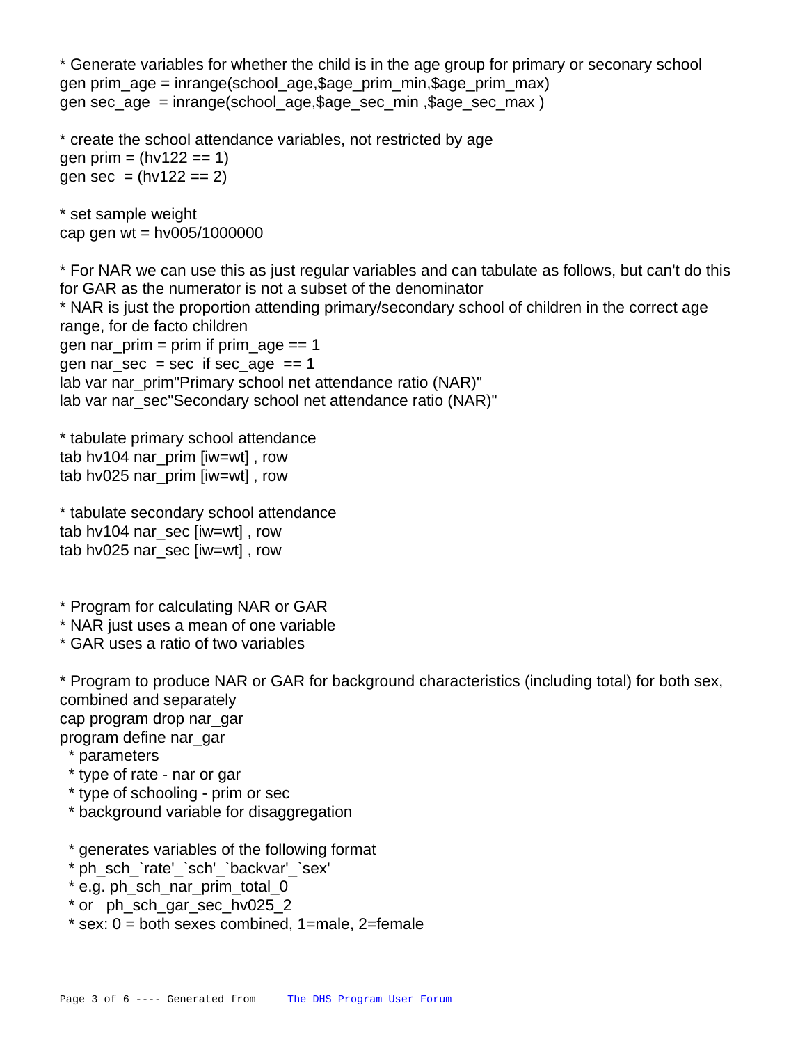```
* Generate variables for whether the child is in the age group for primary or seconary school
gen prim_age = inrange(school_age,$age_prim_min,$age_prim_max)
gen sec_age  = inrange(school_age,$age_sec_min ,$age_sec_max )

* create the school attendance variables, not restricted by age
gen prim = (hv122 == 1)
gen sec  = (hv122 == 2)

* set sample weight
cap gen wt = hv005/1000000

* For NAR we can use this as just regular variables and can tabulate as follows, but can't do this for GAR as the numerator is not a subset of the denominator
* NAR is just the proportion attending primary/secondary school of children in the correct age range, for de facto children
gen nar_prim = prim if prim_age == 1
gen nar_sec  = sec  if sec_age  == 1
lab var nar_prim"Primary school net attendance ratio (NAR)"
lab var nar_sec"Secondary school net attendance ratio (NAR)"

* tabulate primary school attendance
tab hv104 nar_prim [iw=wt] , row
tab hv025 nar_prim [iw=wt] , row

* tabulate secondary school attendance
tab hv104 nar_sec [iw=wt] , row
tab hv025 nar_sec [iw=wt] , row


* Program for calculating NAR or GAR
* NAR just uses a mean of one variable
* GAR uses a ratio of two variables

* Program to produce NAR or GAR for background characteristics (including total) for both sex, combined and separately
cap program drop nar_gar
program define nar_gar
  * parameters
  * type of rate - nar or gar
  * type of schooling - prim or sec
  * background variable for disaggregation

  * generates variables of the following format
  * ph_sch_`rate'_`sch'_`backvar'_`sex'
  * e.g. ph_sch_nar_prim_total_0
  * or   ph_sch_gar_sec_hv025_2
  * sex: 0 = both sexes combined, 1=male, 2=female
```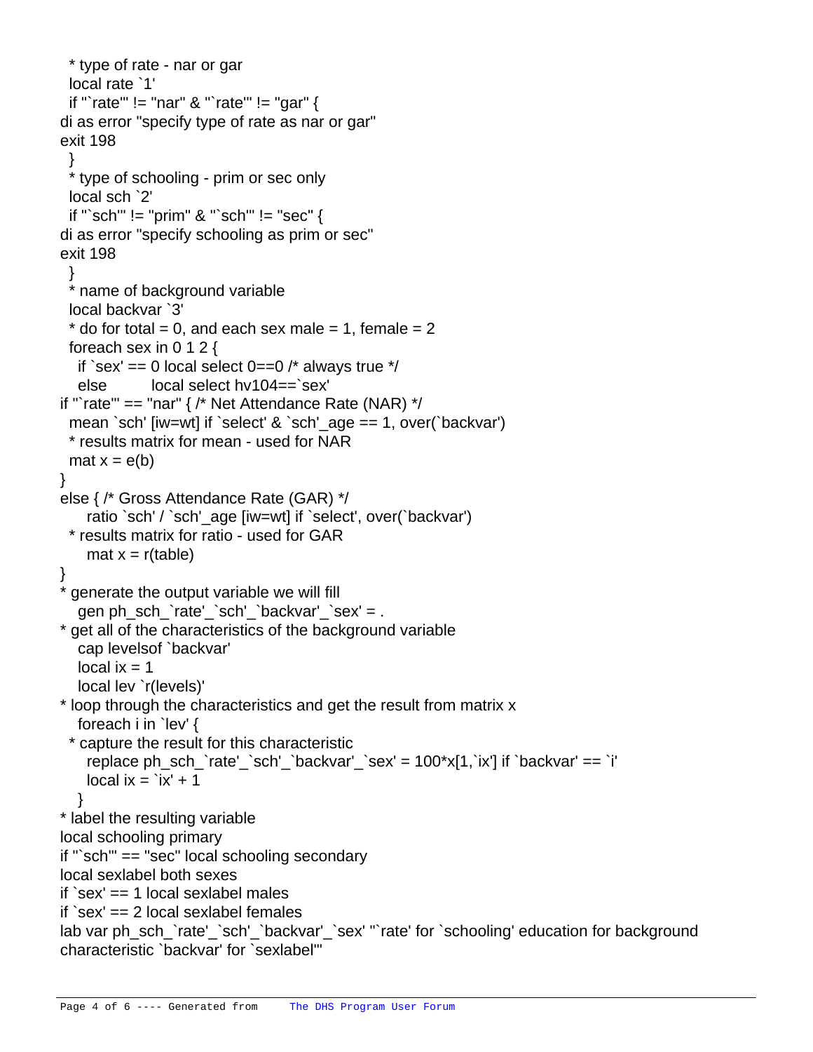```
  * type of rate - nar or gar
  local rate `1'
  if "`rate'" != "nar" & "`rate'" != "gar" {
di as error "specify type of rate as nar or gar"
exit 198
  }
  * type of schooling - prim or sec only
  local sch `2'
  if "`sch'" != "prim" & "`sch'" != "sec" {
di as error "specify schooling as prim or sec"
exit 198
  }
  * name of background variable
  local backvar `3'
  * do for total = 0, and each sex male = 1, female = 2
  foreach sex in 0 1 2 {
    if `sex' == 0 local select 0==0 /* always true */
    else          local select hv104==`sex'
if "`rate'" == "nar" { /* Net Attendance Rate (NAR) */
  mean `sch' [iw=wt] if `select' & `sch'_age == 1, over(`backvar')
  * results matrix for mean - used for NAR
  mat x = e(b)
}
else { /* Gross Attendance Rate (GAR) */
      ratio `sch' / `sch'_age [iw=wt] if `select', over(`backvar')
  * results matrix for ratio - used for GAR
      mat x = r(table)
}
* generate the output variable we will fill
    gen ph_sch_`rate'_`sch'_`backvar'_`sex' = .
* get all of the characteristics of the background variable
    cap levelsof `backvar'
    local ix = 1
    local lev `r(levels)'
* loop through the characteristics and get the result from matrix x
    foreach i in `lev' {
  * capture the result for this characteristic
      replace ph_sch_`rate'_`sch'_`backvar'_`sex' = 100*x[1,`ix'] if `backvar' == `i'
      local ix = `ix' + 1
    }
* label the resulting variable
local schooling primary
if "`sch'" == "sec" local schooling secondary
local sexlabel both sexes
if `sex' == 1 local sexlabel males
if `sex' == 2 local sexlabel females
lab var ph_sch_`rate'_`sch'_`backvar'_`sex' "`rate' for `schooling' education for background
characteristic `backvar' for `sexlabel'"
```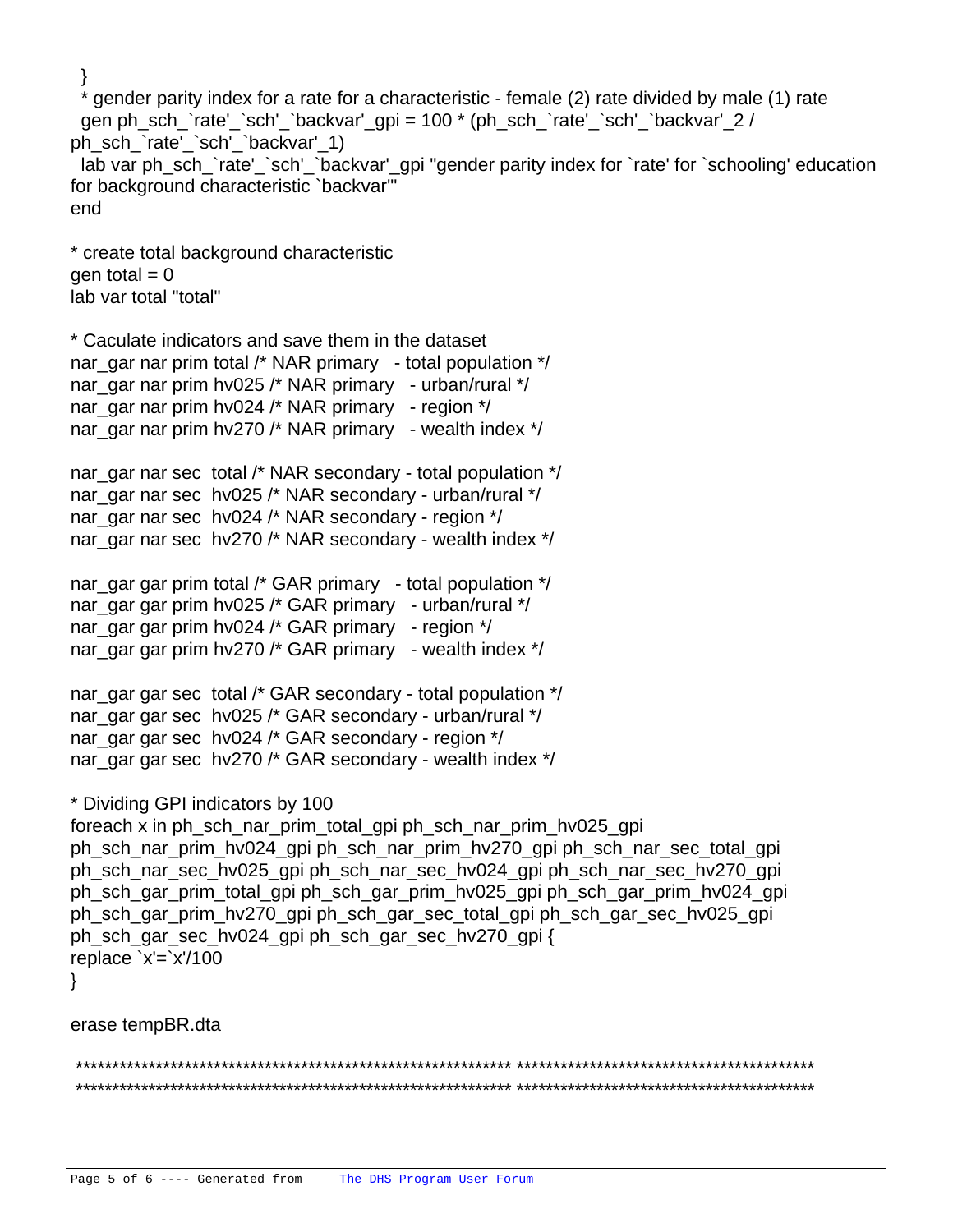```
  }
  * gender parity index for a rate for a characteristic - female (2) rate divided by male (1) rate
  gen ph_sch_`rate'_`sch'_`backvar'_gpi = 100 * (ph_sch_`rate'_`sch'_`backvar'_2 /
ph_sch_`rate'_`sch'_`backvar'_1)
  lab var ph_sch_`rate'_`sch'_`backvar'_gpi "gender parity index for `rate' for `schooling' education
for background characteristic `backvar'"
end

* create total background characteristic
gen total = 0
lab var total "total"

* Caculate indicators and save them in the dataset
nar_gar nar prim total /* NAR primary   - total population */
nar_gar nar prim hv025 /* NAR primary   - urban/rural */
nar_gar nar prim hv024 /* NAR primary   - region */
nar_gar nar prim hv270 /* NAR primary   - wealth index */

nar_gar nar sec  total /* NAR secondary - total population */
nar_gar nar sec  hv025 /* NAR secondary - urban/rural */
nar_gar nar sec  hv024 /* NAR secondary - region */
nar_gar nar sec  hv270 /* NAR secondary - wealth index */

nar_gar gar prim total /* GAR primary   - total population */
nar_gar gar prim hv025 /* GAR primary   - urban/rural */
nar_gar gar prim hv024 /* GAR primary   - region */
nar_gar gar prim hv270 /* GAR primary   - wealth index */

nar_gar gar sec  total /* GAR secondary - total population */
nar_gar gar sec  hv025 /* GAR secondary - urban/rural */
nar_gar gar sec  hv024 /* GAR secondary - region */
nar_gar gar sec  hv270 /* GAR secondary - wealth index */

* Dividing GPI indicators by 100
foreach x in ph_sch_nar_prim_total_gpi ph_sch_nar_prim_hv025_gpi
ph_sch_nar_prim_hv024_gpi ph_sch_nar_prim_hv270_gpi ph_sch_nar_sec_total_gpi
ph_sch_nar_sec_hv025_gpi ph_sch_nar_sec_hv024_gpi ph_sch_nar_sec_hv270_gpi
ph_sch_gar_prim_total_gpi ph_sch_gar_prim_hv025_gpi ph_sch_gar_prim_hv024_gpi
ph_sch_gar_prim_hv270_gpi ph_sch_gar_sec_total_gpi ph_sch_gar_sec_hv025_gpi
ph_sch_gar_sec_hv024_gpi ph_sch_gar_sec_hv270_gpi {
replace `x'=`x'/100
}

erase tempBR.dta

************************************************************ *****************************************
************************************************************ *****************************************
```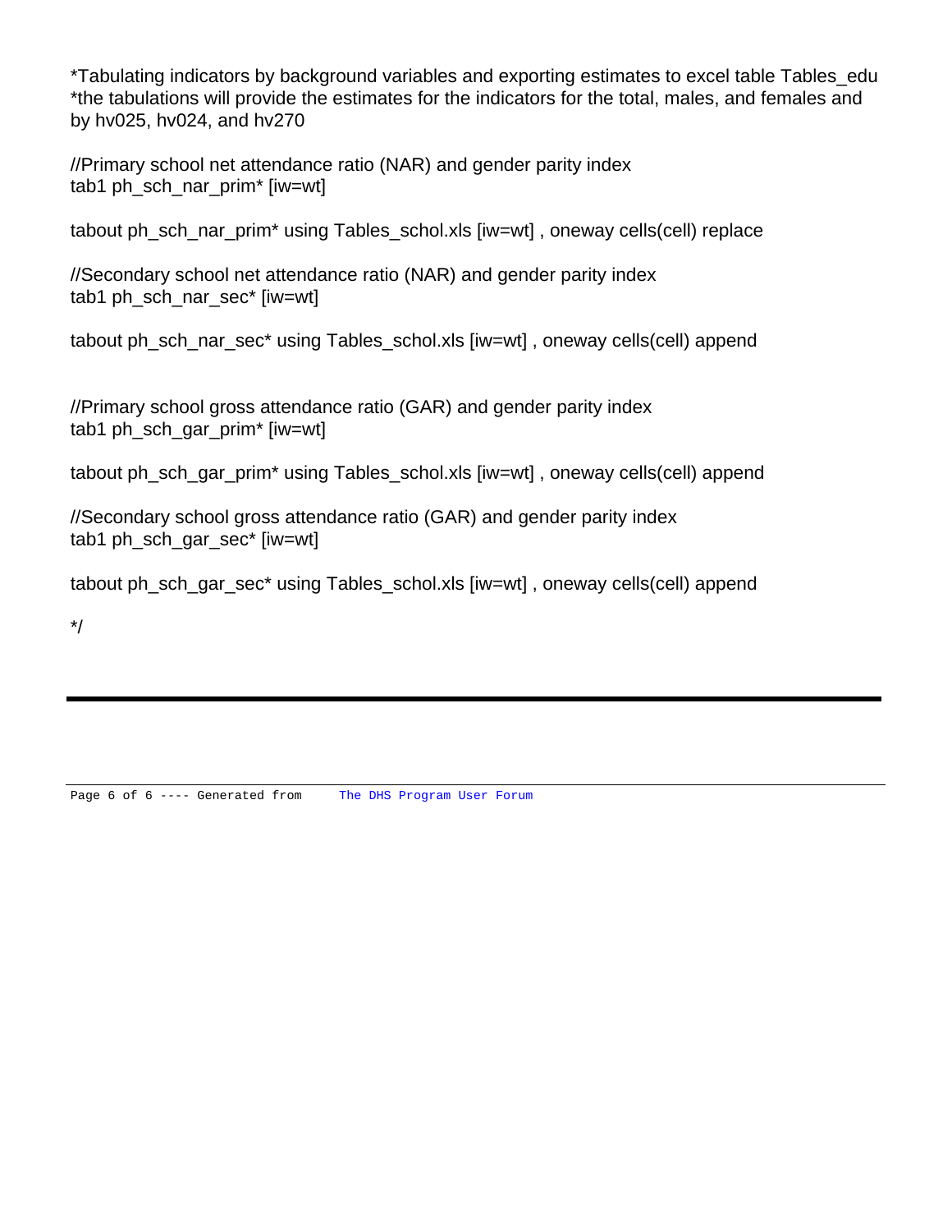*Tabulating indicators by background variables and exporting estimates to excel table Tables_edu
*the tabulations will provide the estimates for the indicators for the total, males, and females and by hv025, hv024, and hv270

//Primary school net attendance ratio (NAR) and gender parity index
tab1 ph_sch_nar_prim* [iw=wt]

tabout ph_sch_nar_prim* using Tables_schol.xls [iw=wt] , oneway cells(cell) replace

//Secondary school net attendance ratio (NAR) and gender parity index
tab1 ph_sch_nar_sec* [iw=wt]

tabout ph_sch_nar_sec* using Tables_schol.xls [iw=wt] , oneway cells(cell) append

//Primary school gross attendance ratio (GAR) and gender parity index
tab1 ph_sch_gar_prim* [iw=wt]

tabout ph_sch_gar_prim* using Tables_schol.xls [iw=wt] , oneway cells(cell) append

//Secondary school gross attendance ratio (GAR) and gender parity index
tab1 ph_sch_gar_sec* [iw=wt]

tabout ph_sch_gar_sec* using Tables_schol.xls [iw=wt] , oneway cells(cell) append

*/

---